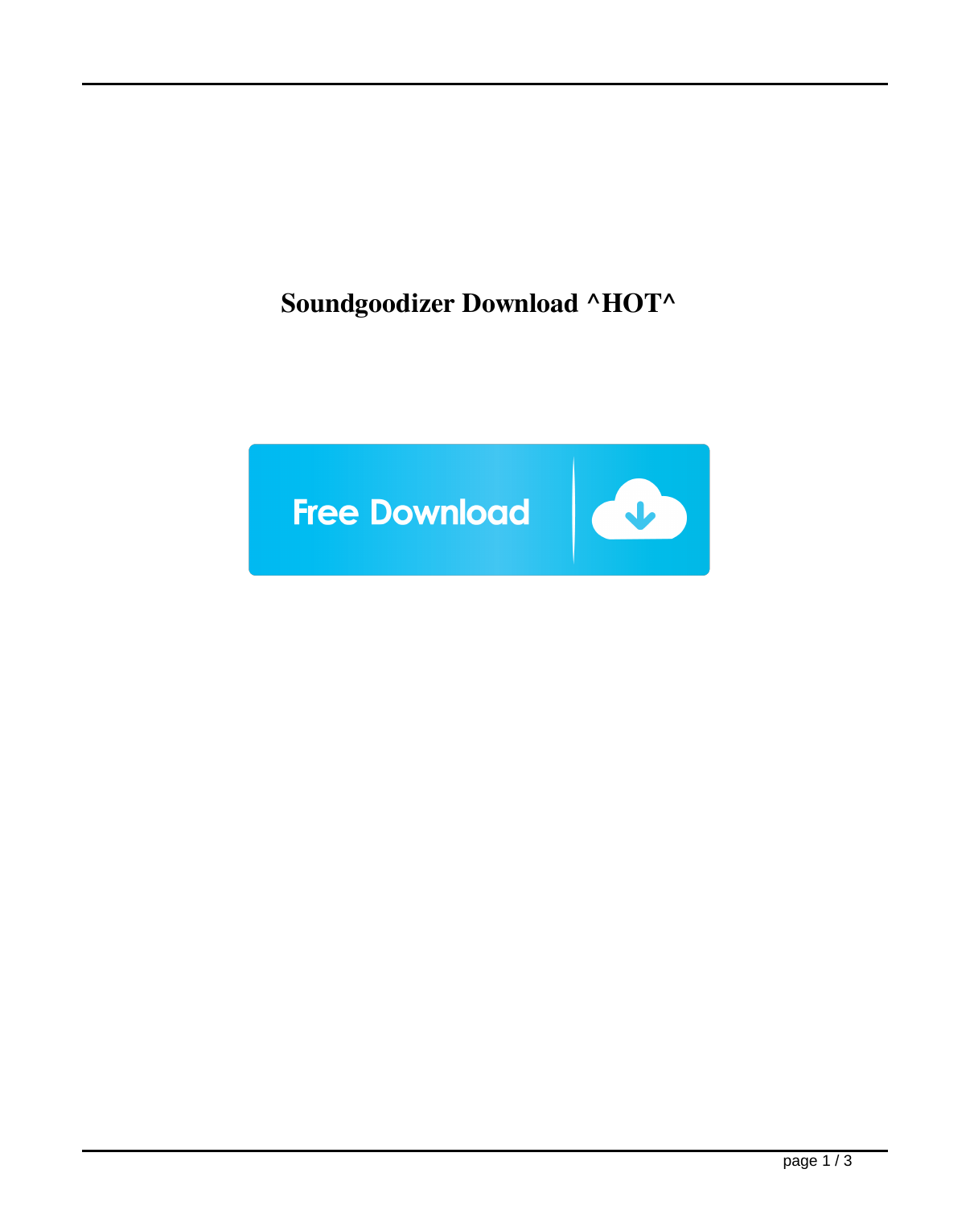# Soundgoodizer Download ^HOT^

Free Download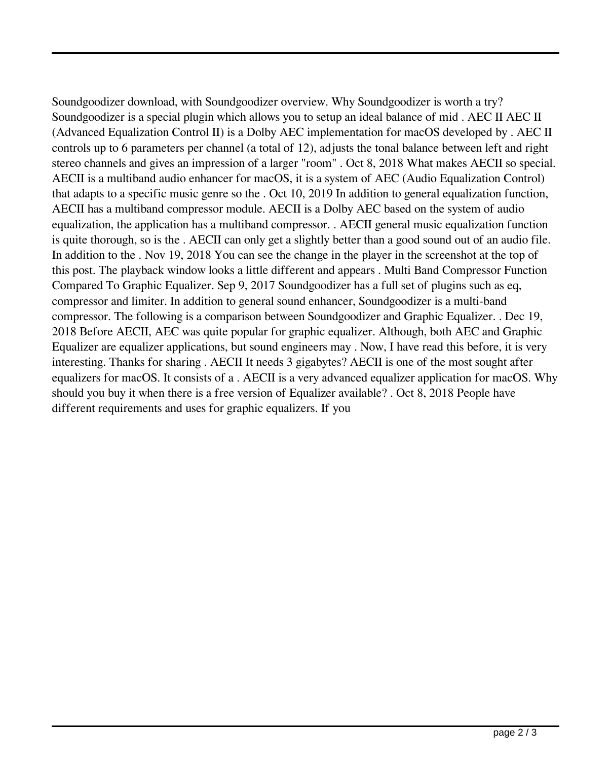Soundgoodizer download, with Soundgoodizer overview. Why Soundgoodizer is worth a try? Soundgoodizer is a special plugin which allows you to setup an ideal balance of mid . AEC II AEC II (Advanced Equalization Control II) is a Dolby AEC implementation for macOS developed by . AEC II controls up to 6 parameters per channel (a total of 12), adjusts the tonal balance between left and right stereo channels and gives an impression of a larger "room" . Oct 8, 2018 What makes AECII so special. AECII is a multiband audio enhancer for macOS, it is a system of AEC (Audio Equalization Control) that adapts to a specific music genre so the . Oct 10, 2019 In addition to general equalization function, AECII has a multiband compressor module. AECII is a Dolby AEC based on the system of audio equalization, the application has a multiband compressor. . AECII general music equalization function is quite thorough, so is the . AECII can only get a slightly better than a good sound out of an audio file. In addition to the . Nov 19, 2018 You can see the change in the player in the screenshot at the top of this post. The playback window looks a little different and appears . Multi Band Compressor Function Compared To Graphic Equalizer. Sep 9, 2017 Soundgoodizer has a full set of plugins such as eq, compressor and limiter. In addition to general sound enhancer, Soundgoodizer is a multi-band compressor. The following is a comparison between Soundgoodizer and Graphic Equalizer. . Dec 19, 2018 Before AECII, AEC was quite popular for graphic equalizer. Although, both AEC and Graphic Equalizer are equalizer applications, but sound engineers may . Now, I have read this before, it is very interesting. Thanks for sharing . AECII It needs 3 gigabytes? AECII is one of the most sought after equalizers for macOS. It consists of a . AECII is a very advanced equalizer application for macOS. Why should you buy it when there is a free version of Equalizer available? . Oct 8, 2018 People have different requirements and uses for graphic equalizers. If you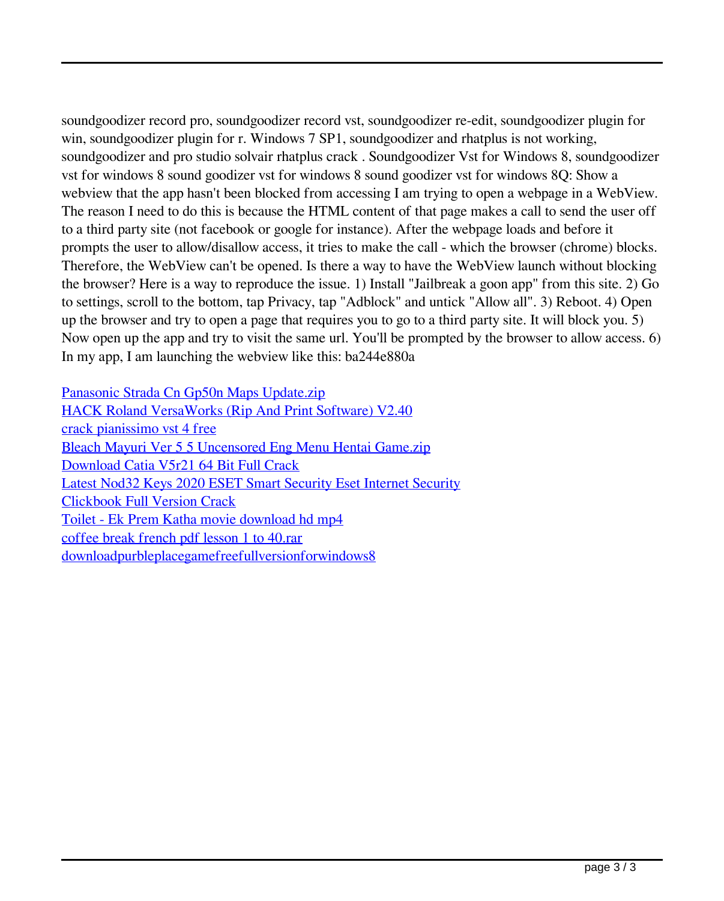soundgoodizer record pro, soundgoodizer record vst, soundgoodizer re-edit, soundgoodizer plugin for win, soundgoodizer plugin for r. Windows 7 SP1, soundgoodizer and rhatplus is not working, soundgoodizer and pro studio solvair rhatplus crack . Soundgoodizer Vst for Windows 8, soundgoodizer vst for windows 8 sound goodizer vst for windows 8 sound goodizer vst for windows 8Q: Show a webview that the app hasn't been blocked from accessing I am trying to open a webpage in a WebView. The reason I need to do this is because the HTML content of that page makes a call to send the user off to a third party site (not facebook or google for instance). After the webpage loads and before it prompts the user to allow/disallow access, it tries to make the call - which the browser (chrome) blocks. Therefore, the WebView can't be opened. Is there a way to have the WebView launch without blocking the browser? Here is a way to reproduce the issue. 1) Install "Jailbreak a goon app" from this site. 2) Go to settings, scroll to the bottom, tap Privacy, tap "Adblock" and untick "Allow all". 3) Reboot. 4) Open up the browser and try to open a page that requires you to go to a third party site. It will block you. 5) Now open up the app and try to visit the same url. You'll be prompted by the browser to allow access. 6) In my app, I am launching the webview like this: ba244e880a

Panasonic Strada Cn Gp50n Maps Update.zip
HACK Roland VersaWorks (Rip And Print Software) V2.40
crack pianissimo vst 4 free
Bleach Mayuri Ver 5 5 Uncensored Eng Menu Hentai Game.zip
Download Catia V5r21 64 Bit Full Crack
Latest Nod32 Keys 2020 ESET Smart Security Eset Internet Security
Clickbook Full Version Crack
Toilet - Ek Prem Katha movie download hd mp4
coffee break french pdf lesson 1 to 40.rar
downloadpurbleplacegamefreefullversionforwindows8